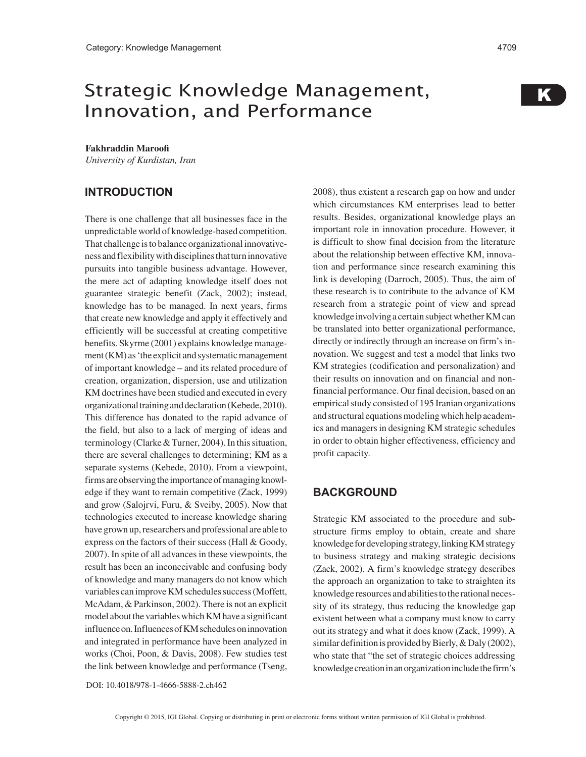# Strategic Knowledge Management, Innovation, and Performance

**Fakhraddin Maroofi**
*University of Kurdistan, Iran*

## INTRODUCTION

There is one challenge that all businesses face in the unpredictable world of knowledge-based competition. That challenge is to balance organizational innovativeness and flexibility with disciplines that turn innovative pursuits into tangible business advantage. However, the mere act of adapting knowledge itself does not guarantee strategic benefit (Zack, 2002); instead, knowledge has to be managed. In next years, firms that create new knowledge and apply it effectively and efficiently will be successful at creating competitive benefits. Skyrme (2001) explains knowledge management (KM) as 'the explicit and systematic management of important knowledge – and its related procedure of creation, organization, dispersion, use and utilization KM doctrines have been studied and executed in every organizational training and declaration (Kebede, 2010). This difference has donated to the rapid advance of the field, but also to a lack of merging of ideas and terminology (Clarke & Turner, 2004). In this situation, there are several challenges to determining; KM as a separate systems (Kebede, 2010). From a viewpoint, firms are observing the importance of managing knowledge if they want to remain competitive (Zack, 1999) and grow (Salojrvi, Furu, & Sveiby, 2005). Now that technologies executed to increase knowledge sharing have grown up, researchers and professional are able to express on the factors of their success (Hall & Goody, 2007). In spite of all advances in these viewpoints, the result has been an inconceivable and confusing body of knowledge and many managers do not know which variables can improve KM schedules success (Moffett, McAdam, & Parkinson, 2002). There is not an explicit model about the variables which KM have a significant influence on. Influences of KM schedules on innovation and integrated in performance have been analyzed in works (Choi, Poon, & Davis, 2008). Few studies test the link between knowledge and performance (Tseng, 2008), thus existent a research gap on how and under which circumstances KM enterprises lead to better results. Besides, organizational knowledge plays an important role in innovation procedure. However, it is difficult to show final decision from the literature about the relationship between effective KM, innovation and performance since research examining this link is developing (Darroch, 2005). Thus, the aim of these research is to contribute to the advance of KM research from a strategic point of view and spread knowledge involving a certain subject whether KM can be translated into better organizational performance, directly or indirectly through an increase on firm's innovation. We suggest and test a model that links two KM strategies (codification and personalization) and their results on innovation and on financial and non-financial performance. Our final decision, based on an empirical study consisted of 195 Iranian organizations and structural equations modeling which help academics and managers in designing KM strategic schedules in order to obtain higher effectiveness, efficiency and profit capacity.

## BACKGROUND

Strategic KM associated to the procedure and substructure firms employ to obtain, create and share knowledge for developing strategy, linking KM strategy to business strategy and making strategic decisions (Zack, 2002). A firm's knowledge strategy describes the approach an organization to take to straighten its knowledge resources and abilities to the rational necessity of its strategy, thus reducing the knowledge gap existent between what a company must know to carry out its strategy and what it does know (Zack, 1999). A similar definition is provided by Bierly, & Daly (2002), who state that "the set of strategic choices addressing knowledge creation in an organization include the firm's

DOI: 10.4018/978-1-4666-5888-2.ch462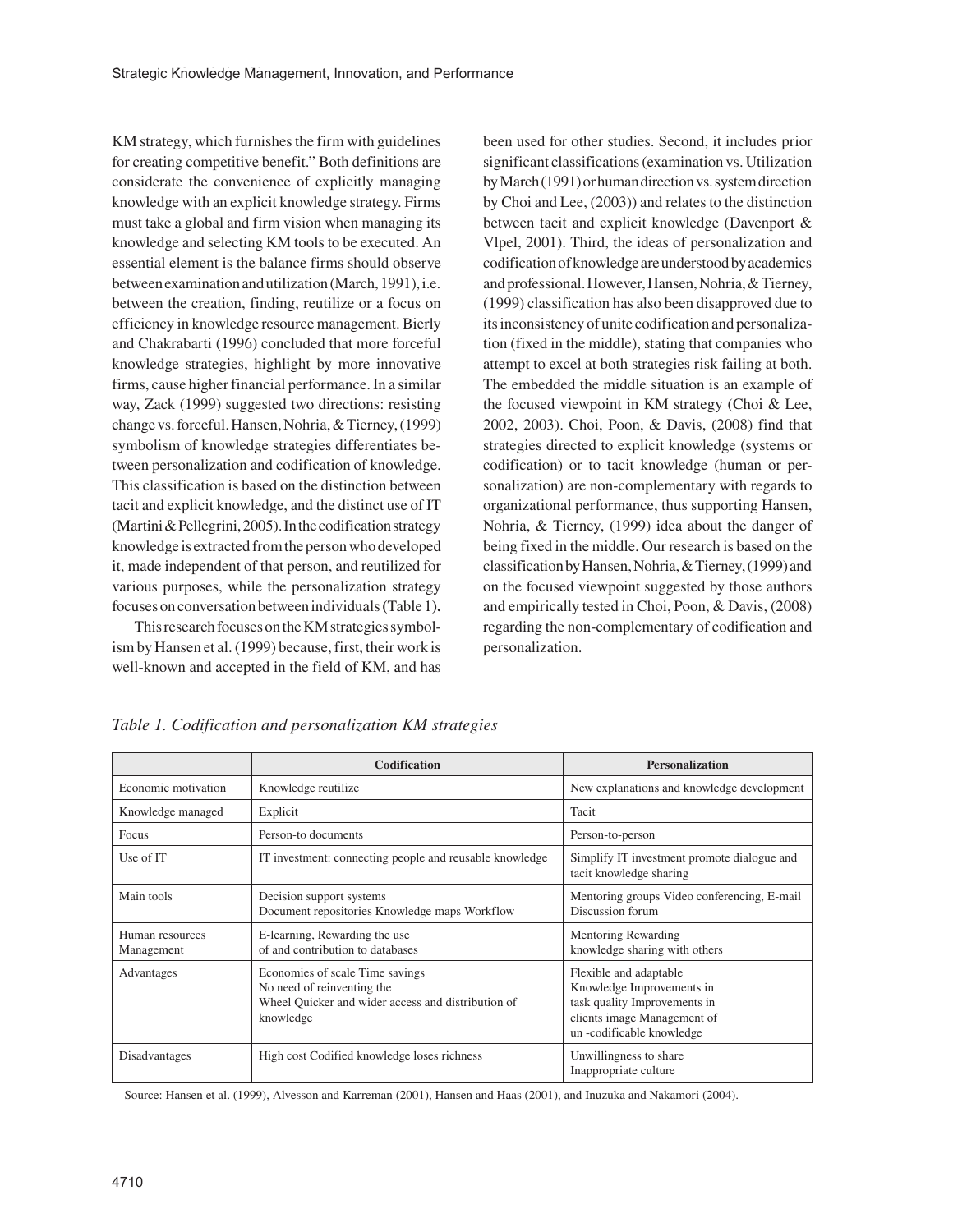KM strategy, which furnishes the firm with guidelines for creating competitive benefit." Both definitions are considerate the convenience of explicitly managing knowledge with an explicit knowledge strategy. Firms must take a global and firm vision when managing its knowledge and selecting KM tools to be executed. An essential element is the balance firms should observe between examination and utilization (March, 1991), i.e. between the creation, finding, reutilize or a focus on efficiency in knowledge resource management. Bierly and Chakrabarti (1996) concluded that more forceful knowledge strategies, highlight by more innovative firms, cause higher financial performance. In a similar way, Zack (1999) suggested two directions: resisting change vs. forceful. Hansen, Nohria, & Tierney, (1999) symbolism of knowledge strategies differentiates between personalization and codification of knowledge. This classification is based on the distinction between tacit and explicit knowledge, and the distinct use of IT (Martini & Pellegrini, 2005). In the codification strategy knowledge is extracted from the person who developed it, made independent of that person, and reutilized for various purposes, while the personalization strategy focuses on conversation between individuals (Table 1).

This research focuses on the KM strategies symbolism by Hansen et al. (1999) because, first, their work is well-known and accepted in the field of KM, and has been used for other studies. Second, it includes prior significant classifications (examination vs. Utilization by March (1991) or human direction vs. system direction by Choi and Lee, (2003)) and relates to the distinction between tacit and explicit knowledge (Davenport & Vlpel, 2001). Third, the ideas of personalization and codification of knowledge are understood by academics and professional. However, Hansen, Nohria, & Tierney, (1999) classification has also been disapproved due to its inconsistency of unite codification and personalization (fixed in the middle), stating that companies who attempt to excel at both strategies risk failing at both. The embedded the middle situation is an example of the focused viewpoint in KM strategy (Choi & Lee, 2002, 2003). Choi, Poon, & Davis, (2008) find that strategies directed to explicit knowledge (systems or codification) or to tacit knowledge (human or personalization) are non-complementary with regards to organizational performance, thus supporting Hansen, Nohria, & Tierney, (1999) idea about the danger of being fixed in the middle. Our research is based on the classification by Hansen, Nohria, & Tierney, (1999) and on the focused viewpoint suggested by those authors and empirically tested in Choi, Poon, & Davis, (2008) regarding the non-complementary of codification and personalization.

*Table 1. Codification and personalization KM strategies*

| | **Codification** | **Personalization** |
|---|---|---|
| Economic motivation | Knowledge reutilize | New explanations and knowledge development |
| Knowledge managed | Explicit | Tacit |
| Focus | Person-to documents | Person-to-person |
| Use of IT | IT investment: connecting people and reusable knowledge | Simplify IT investment promote dialogue and tacit knowledge sharing |
| Main tools | Decision support systems<br>Document repositories Knowledge maps Workflow | Mentoring groups Video conferencing, E-mail<br>Discussion forum |
| Human resources Management | E-learning, Rewarding the use<br>of and contribution to databases | Mentoring Rewarding<br>knowledge sharing with others |
| Advantages | Economies of scale Time savings<br>No need of reinventing the<br>Wheel Quicker and wider access and distribution of knowledge | Flexible and adaptable<br>Knowledge Improvements in<br>task quality Improvements in<br>clients image Management of<br>un -codificable knowledge |
| Disadvantages | High cost Codified knowledge loses richness | Unwillingness to share<br>Inappropriate culture |

Source: Hansen et al. (1999), Alvesson and Karreman (2001), Hansen and Haas (2001), and Inuzuka and Nakamori (2004).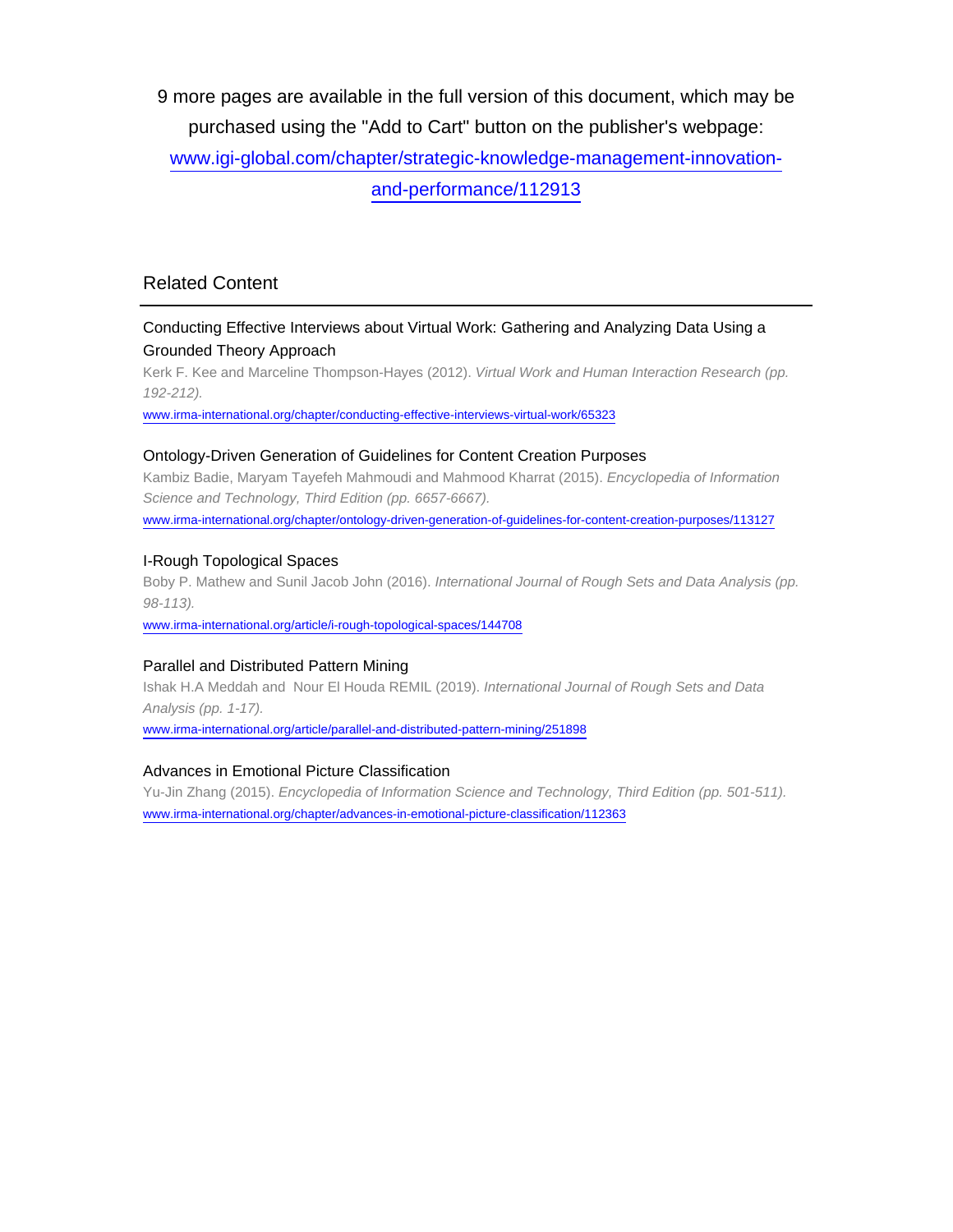9 more pages are available in the full version of this document, which may be purchased using the "Add to Cart" button on the publisher's webpage:
www.igi-global.com/chapter/strategic-knowledge-management-innovation-and-performance/112913

## Related Content

Conducting Effective Interviews about Virtual Work: Gathering and Analyzing Data Using a Grounded Theory Approach

Kerk F. Kee and Marceline Thompson-Hayes (2012). *Virtual Work and Human Interaction Research (pp. 192-212).*

www.irma-international.org/chapter/conducting-effective-interviews-virtual-work/65323

Ontology-Driven Generation of Guidelines for Content Creation Purposes

Kambiz Badie, Maryam Tayefeh Mahmoudi and Mahmood Kharrat (2015). *Encyclopedia of Information Science and Technology, Third Edition (pp. 6657-6667).*

www.irma-international.org/chapter/ontology-driven-generation-of-guidelines-for-content-creation-purposes/113127

I-Rough Topological Spaces

Boby P. Mathew and Sunil Jacob John (2016). *International Journal of Rough Sets and Data Analysis (pp. 98-113).*

www.irma-international.org/article/i-rough-topological-spaces/144708

Parallel and Distributed Pattern Mining

Ishak H.A Meddah and Nour El Houda REMIL (2019). *International Journal of Rough Sets and Data Analysis (pp. 1-17).*

www.irma-international.org/article/parallel-and-distributed-pattern-mining/251898

Advances in Emotional Picture Classification

Yu-Jin Zhang (2015). *Encyclopedia of Information Science and Technology, Third Edition (pp. 501-511).*

www.irma-international.org/chapter/advances-in-emotional-picture-classification/112363